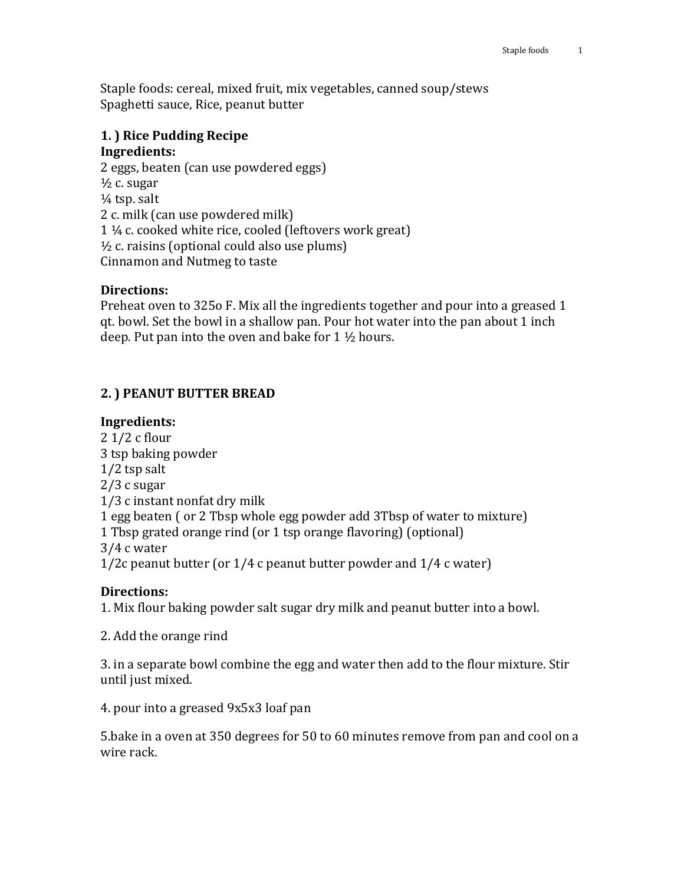Staple foods: cereal, mixed fruit, mix vegetables, canned soup/stews
Spaghetti sauce, Rice, peanut butter

## 1. ) Rice Pudding Recipe

**Ingredients:**

2 eggs, beaten (can use powdered eggs)
½ c. sugar
¼ tsp. salt
2 c. milk (can use powdered milk)
1 ¼ c. cooked white rice, cooled (leftovers work great)
½ c. raisins (optional could also use plums)
Cinnamon and Nutmeg to taste

**Directions:**

Preheat oven to 325o F. Mix all the ingredients together and pour into a greased 1 qt. bowl. Set the bowl in a shallow pan. Pour hot water into the pan about 1 inch deep. Put pan into the oven and bake for 1 ½ hours.

## 2. ) PEANUT BUTTER BREAD

**Ingredients:**

2 1/2 c flour
3 tsp baking powder
1/2 tsp salt
2/3 c sugar
1/3 c instant nonfat dry milk
1 egg beaten ( or 2 Tbsp whole egg powder add 3Tbsp of water to mixture)
1 Tbsp grated orange rind (or 1 tsp orange flavoring) (optional)
3/4 c water
1/2c peanut butter (or 1/4 c peanut butter powder and 1/4 c water)

**Directions:**

1. Mix flour baking powder salt sugar dry milk and peanut butter into a bowl.

2. Add the orange rind

3. in a separate bowl combine the egg and water then add to the flour mixture. Stir until just mixed.

4. pour into a greased 9x5x3 loaf pan

5.bake in a oven at 350 degrees for 50 to 60 minutes remove from pan and cool on a wire rack.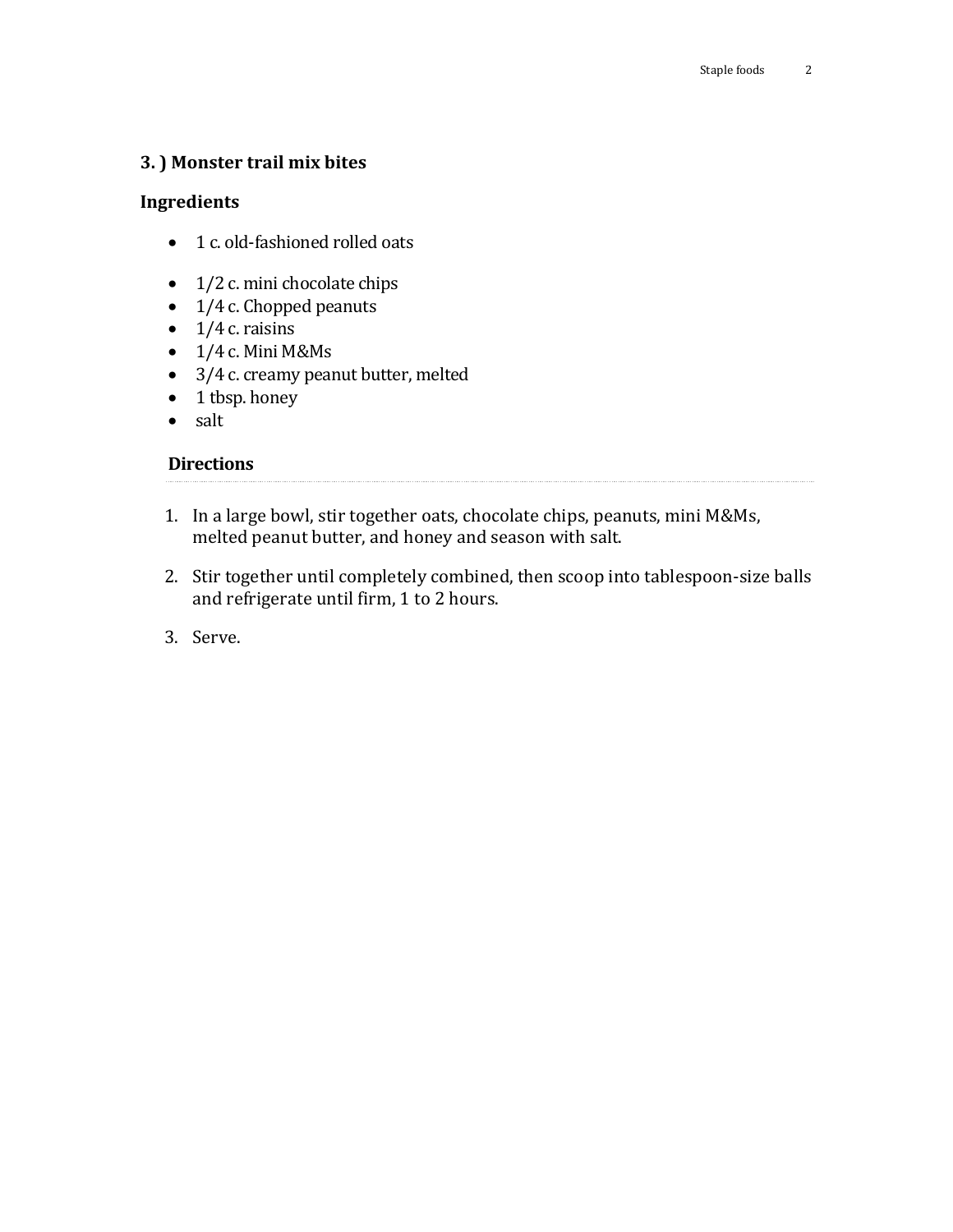### 3. ) Monster trail mix bites

### Ingredients

- 1 c. old-fashioned rolled oats
- 1/2 c. mini chocolate chips
- 1/4 c. Chopped peanuts
- 1/4 c. raisins
- 1/4 c. Mini M&Ms
- 3/4 c. creamy peanut butter, melted
- 1 tbsp. honey
- salt

### Directions

1. In a large bowl, stir together oats, chocolate chips, peanuts, mini M&Ms, melted peanut butter, and honey and season with salt.
2. Stir together until completely combined, then scoop into tablespoon-size balls and refrigerate until firm, 1 to 2 hours.
3. Serve.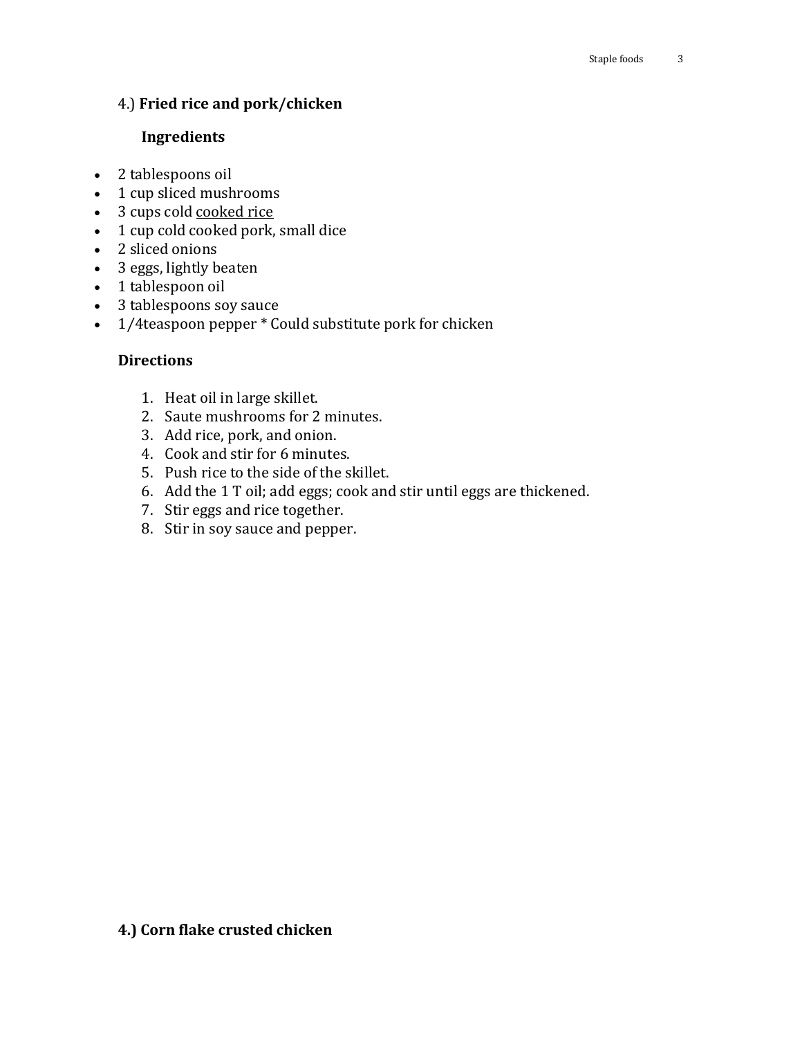4.) **Fried rice and pork/chicken**

**Ingredients**

- 2 tablespoons oil
- 1 cup sliced mushrooms
- 3 cups cold cooked rice
- 1 cup cold cooked pork, small dice
- 2 sliced onions
- 3 eggs, lightly beaten
- 1 tablespoon oil
- 3 tablespoons soy sauce
- 1/4teaspoon pepper * Could substitute pork for chicken

**Directions**

1. Heat oil in large skillet.
2. Saute mushrooms for 2 minutes.
3. Add rice, pork, and onion.
4. Cook and stir for 6 minutes.
5. Push rice to the side of the skillet.
6. Add the 1 T oil; add eggs; cook and stir until eggs are thickened.
7. Stir eggs and rice together.
8. Stir in soy sauce and pepper.

**4.) Corn flake crusted chicken**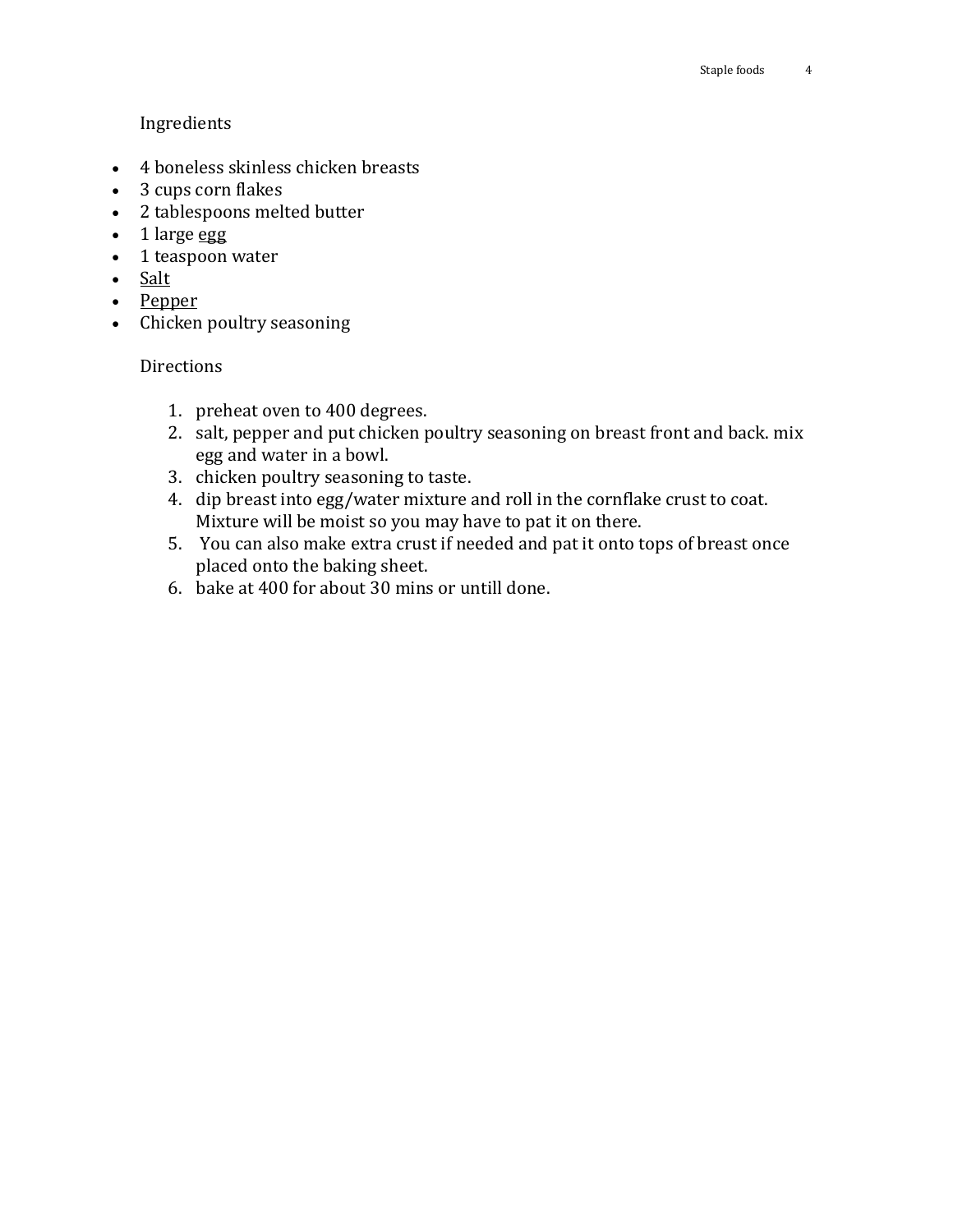Ingredients

- 4 boneless skinless chicken breasts
- 3 cups corn flakes
- 2 tablespoons melted butter
- 1 large egg
- 1 teaspoon water
- Salt
- Pepper
- Chicken poultry seasoning

Directions

1. preheat oven to 400 degrees.
2. salt, pepper and put chicken poultry seasoning on breast front and back. mix egg and water in a bowl.
3. chicken poultry seasoning to taste.
4. dip breast into egg/water mixture and roll in the cornflake crust to coat. Mixture will be moist so you may have to pat it on there.
5. You can also make extra crust if needed and pat it onto tops of breast once placed onto the baking sheet.
6. bake at 400 for about 30 mins or untill done.